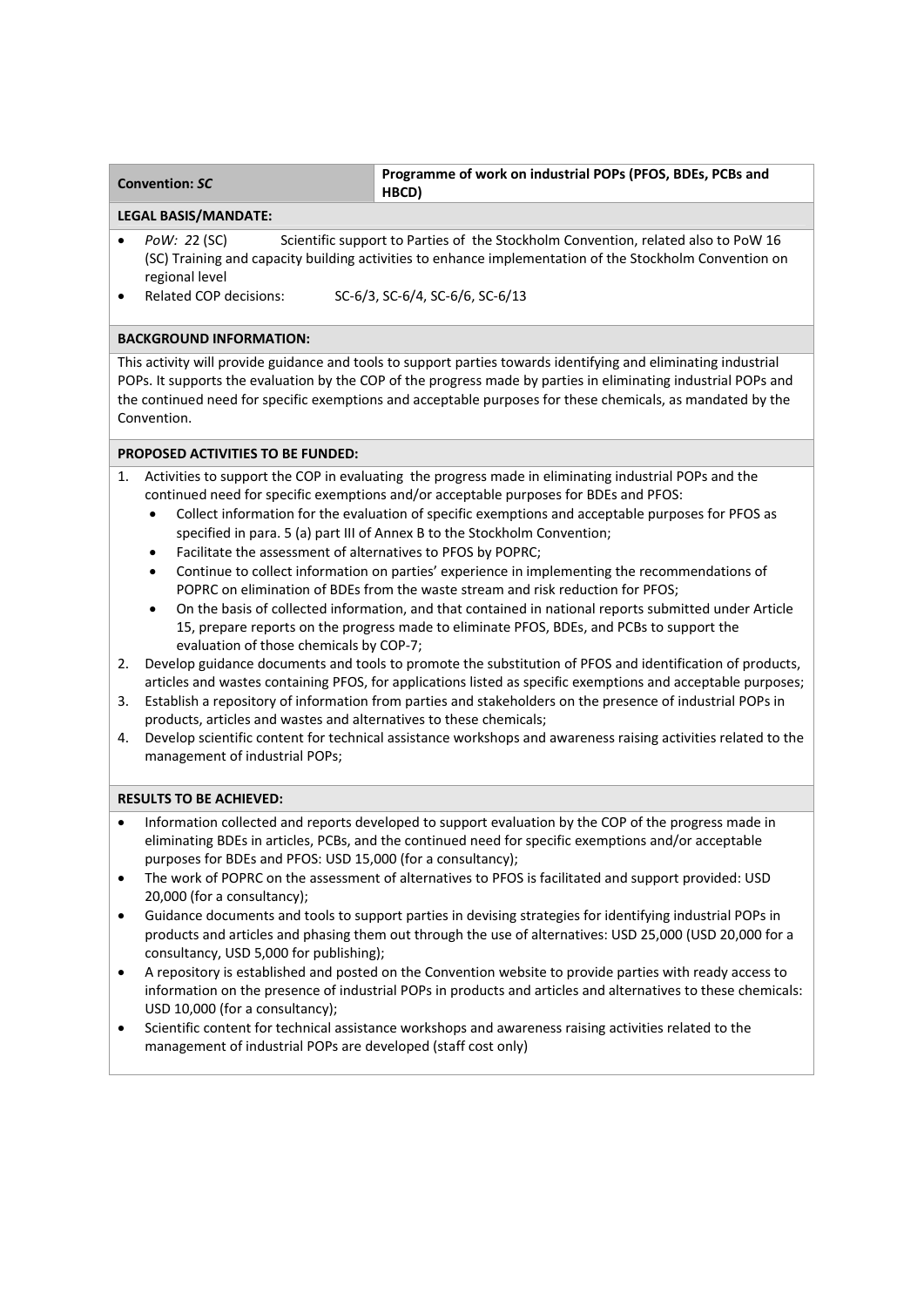| **Convention:** ***SC*** | **Programme of work on industrial POPs (PFOS, BDEs, PCBs and HBCD)** |
|---|---|

**LEGAL BASIS/MANDATE:**

- *PoW: 2*2 (SC) Scientific support to Parties of the Stockholm Convention, related also to PoW 16 (SC) Training and capacity building activities to enhance implementation of the Stockholm Convention on regional level
- Related COP decisions: SC-6/3, SC-6/4, SC-6/6, SC-6/13

**BACKGROUND INFORMATION:**

This activity will provide guidance and tools to support parties towards identifying and eliminating industrial POPs. It supports the evaluation by the COP of the progress made by parties in eliminating industrial POPs and the continued need for specific exemptions and acceptable purposes for these chemicals, as mandated by the Convention.

**PROPOSED ACTIVITIES TO BE FUNDED:**

1. Activities to support the COP in evaluating the progress made in eliminating industrial POPs and the continued need for specific exemptions and/or acceptable purposes for BDEs and PFOS:
   - Collect information for the evaluation of specific exemptions and acceptable purposes for PFOS as specified in para. 5 (a) part III of Annex B to the Stockholm Convention;
   - Facilitate the assessment of alternatives to PFOS by POPRC;
   - Continue to collect information on parties' experience in implementing the recommendations of POPRC on elimination of BDEs from the waste stream and risk reduction for PFOS;
   - On the basis of collected information, and that contained in national reports submitted under Article 15, prepare reports on the progress made to eliminate PFOS, BDEs, and PCBs to support the evaluation of those chemicals by COP-7;
2. Develop guidance documents and tools to promote the substitution of PFOS and identification of products, articles and wastes containing PFOS, for applications listed as specific exemptions and acceptable purposes;
3. Establish a repository of information from parties and stakeholders on the presence of industrial POPs in products, articles and wastes and alternatives to these chemicals;
4. Develop scientific content for technical assistance workshops and awareness raising activities related to the management of industrial POPs;

**RESULTS TO BE ACHIEVED:**

- Information collected and reports developed to support evaluation by the COP of the progress made in eliminating BDEs in articles, PCBs, and the continued need for specific exemptions and/or acceptable purposes for BDEs and PFOS: USD 15,000 (for a consultancy);
- The work of POPRC on the assessment of alternatives to PFOS is facilitated and support provided: USD 20,000 (for a consultancy);
- Guidance documents and tools to support parties in devising strategies for identifying industrial POPs in products and articles and phasing them out through the use of alternatives: USD 25,000 (USD 20,000 for a consultancy, USD 5,000 for publishing);
- A repository is established and posted on the Convention website to provide parties with ready access to information on the presence of industrial POPs in products and articles and alternatives to these chemicals: USD 10,000 (for a consultancy);
- Scientific content for technical assistance workshops and awareness raising activities related to the management of industrial POPs are developed (staff cost only)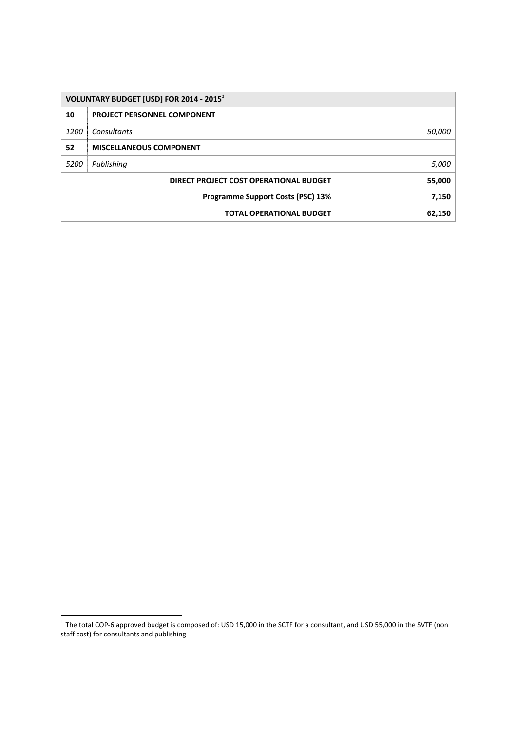| VOLUNTARY BUDGET [USD] FOR 2014 - 2015[1] | | |
|---|---|---|
| **10** | **PROJECT PERSONNEL COMPONENT** | |
| *1200* | *Consultants* | *50,000* |
| **52** | **MISCELLANEOUS COMPONENT** | |
| *5200* | *Publishing* | *5,000* |
| | **DIRECT PROJECT COST OPERATIONAL BUDGET** | **55,000** |
| | **Programme Support Costs (PSC) 13%** | **7,150** |
| | **TOTAL OPERATIONAL BUDGET** | **62,150** |

[1] The total COP-6 approved budget is composed of: USD 15,000 in the SCTF for a consultant, and USD 55,000 in the SVTF (non staff cost) for consultants and publishing